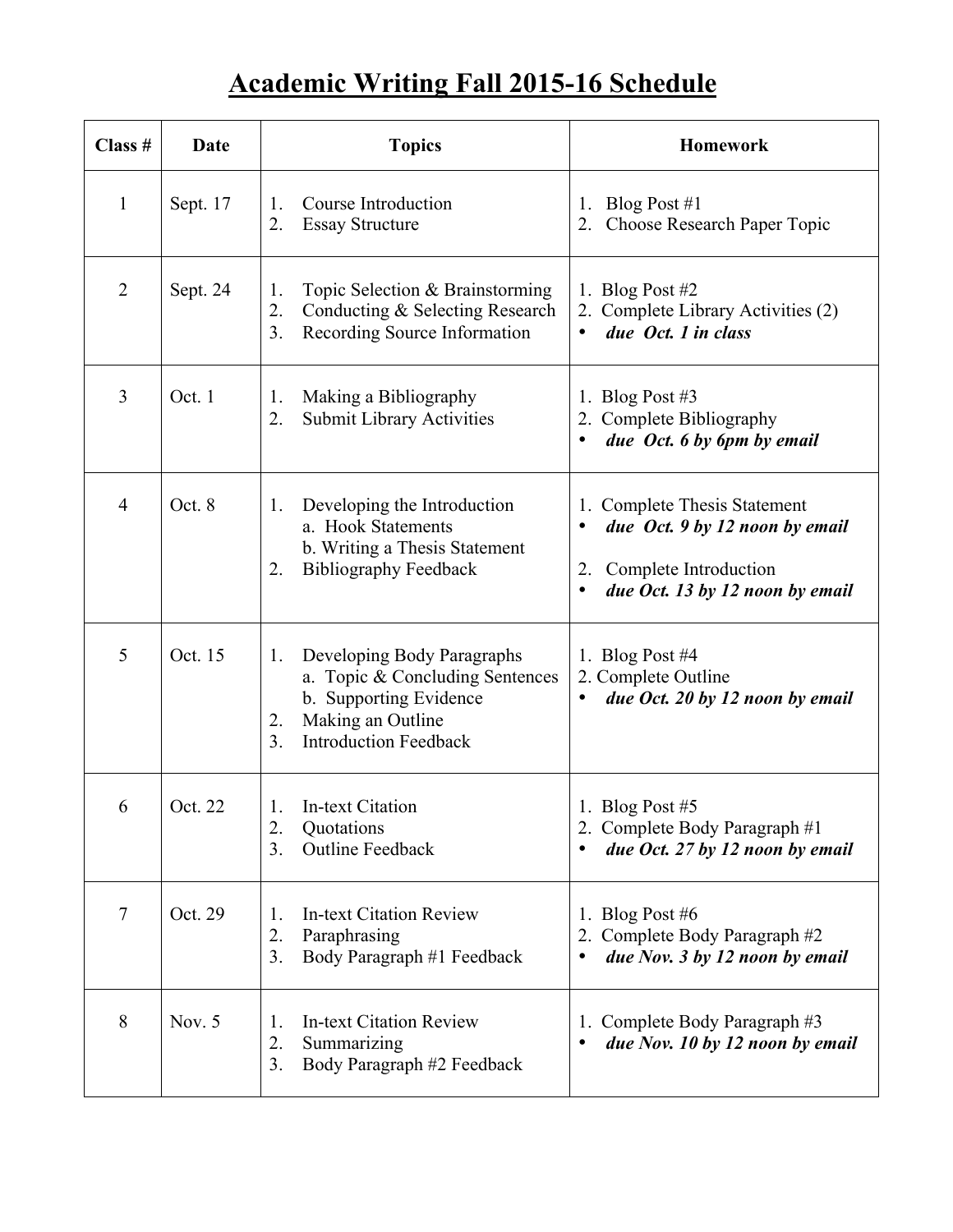# Academic Writing Fall 2015-16 Schedule

| Class # | Date | Topics | Homework |
|---|---|---|---|
| 1 | Sept. 17 | 1. Course Introduction<br>2. Essay Structure | 1. Blog Post #1<br>2. Choose Research Paper Topic |
| 2 | Sept. 24 | 1. Topic Selection & Brainstorming<br>2. Conducting & Selecting Research<br>3. Recording Source Information | 1. Blog Post #2<br>2. Complete Library Activities (2)<br>• ***due Oct. 1 in class*** |
| 3 | Oct. 1 | 1. Making a Bibliography<br>2. Submit Library Activities | 1. Blog Post #3<br>2. Complete Bibliography<br>• ***due Oct. 6 by 6pm by email*** |
| 4 | Oct. 8 | 1. Developing the Introduction<br>a. Hook Statements<br>b. Writing a Thesis Statement<br>2. Bibliography Feedback | 1. Complete Thesis Statement<br>• ***due Oct. 9 by 12 noon by email***<br>2. Complete Introduction<br>• ***due Oct. 13 by 12 noon by email*** |
| 5 | Oct. 15 | 1. Developing Body Paragraphs<br>a. Topic & Concluding Sentences<br>b. Supporting Evidence<br>2. Making an Outline<br>3. Introduction Feedback | 1. Blog Post #4<br>2. Complete Outline<br>• ***due Oct. 20 by 12 noon by email*** |
| 6 | Oct. 22 | 1. In-text Citation<br>2. Quotations<br>3. Outline Feedback | 1. Blog Post #5<br>2. Complete Body Paragraph #1<br>• ***due Oct. 27 by 12 noon by email*** |
| 7 | Oct. 29 | 1. In-text Citation Review<br>2. Paraphrasing<br>3. Body Paragraph #1 Feedback | 1. Blog Post #6<br>2. Complete Body Paragraph #2<br>• ***due Nov. 3 by 12 noon by email*** |
| 8 | Nov. 5 | 1. In-text Citation Review<br>2. Summarizing<br>3. Body Paragraph #2 Feedback | 1. Complete Body Paragraph #3<br>• ***due Nov. 10 by 12 noon by email*** |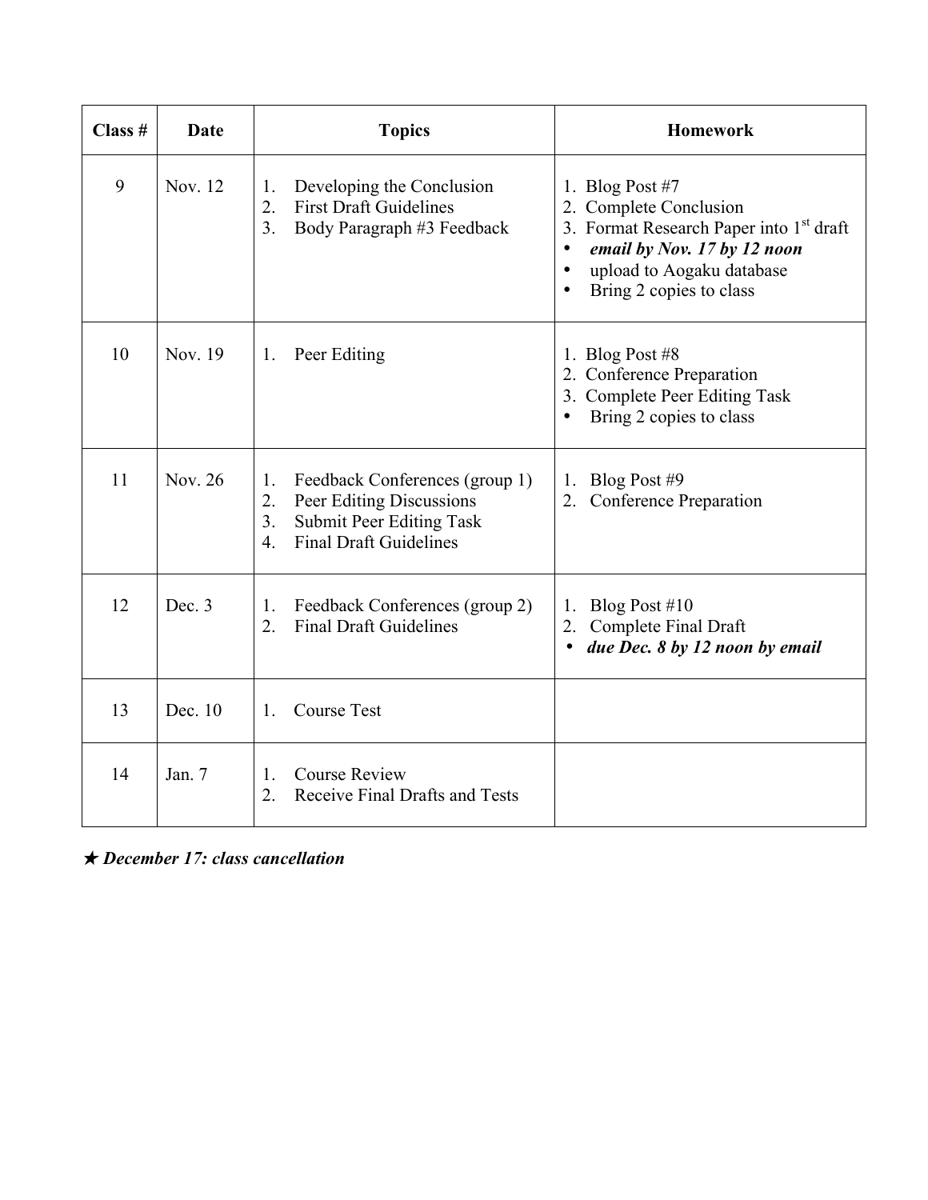| Class # | Date | Topics | Homework |
|---|---|---|---|
| 9 | Nov. 12 | 1. Developing the Conclusion<br>2. First Draft Guidelines<br>3. Body Paragraph #3 Feedback | 1. Blog Post #7<br>2. Complete Conclusion<br>3. Format Research Paper into 1st draft<br>• ***email by Nov. 17 by 12 noon***<br>• upload to Aogaku database<br>• Bring 2 copies to class |
| 10 | Nov. 19 | 1. Peer Editing | 1. Blog Post #8<br>2. Conference Preparation<br>3. Complete Peer Editing Task<br>• Bring 2 copies to class |
| 11 | Nov. 26 | 1. Feedback Conferences (group 1)<br>2. Peer Editing Discussions<br>3. Submit Peer Editing Task<br>4. Final Draft Guidelines | 1. Blog Post #9<br>2. Conference Preparation |
| 12 | Dec. 3 | 1. Feedback Conferences (group 2)<br>2. Final Draft Guidelines | 1. Blog Post #10<br>2. Complete Final Draft<br>• ***due Dec. 8 by 12 noon by email*** |
| 13 | Dec. 10 | 1. Course Test | |
| 14 | Jan. 7 | 1. Course Review<br>2. Receive Final Drafts and Tests | |

★ ***December 17: class cancellation***